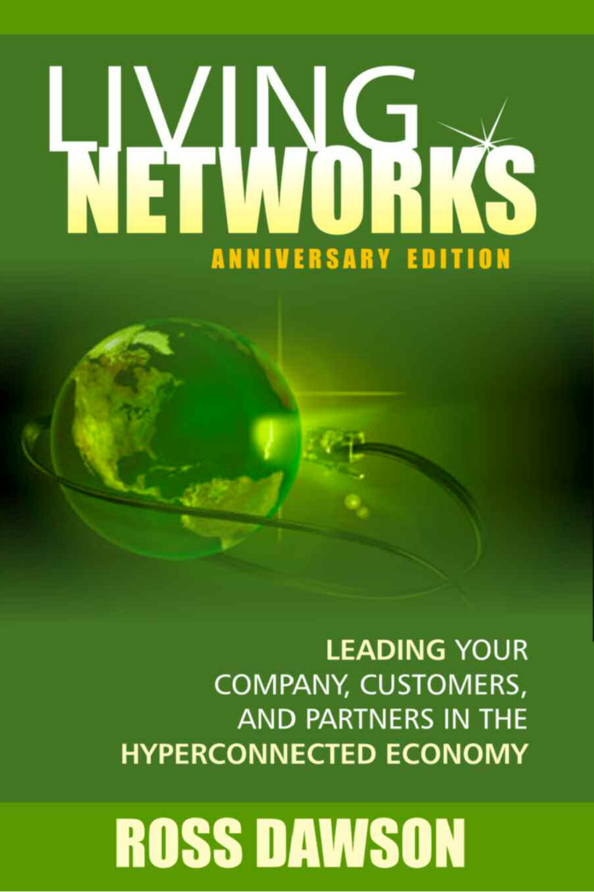# LIVING NETWORKS

## ANNIVERSARY EDITION

**LEADING** YOUR COMPANY, CUSTOMERS, AND PARTNERS IN THE HYPERCONNECTED ECONOMY

**ROSS DAWSON**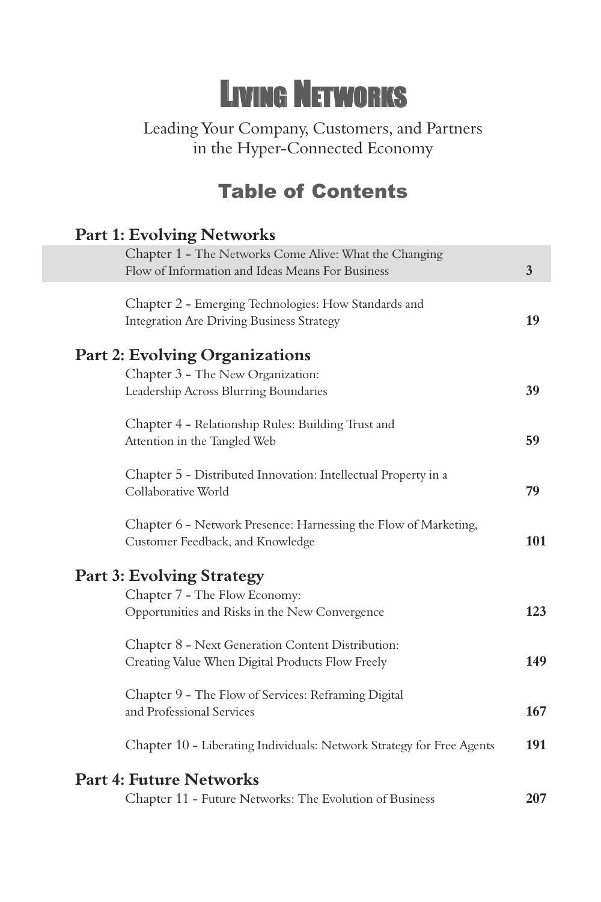# Living Networks

Leading Your Company, Customers, and Partners in the Hyper-Connected Economy

## Table of Contents

### Part 1: Evolving Networks

Chapter 1 - The Networks Come Alive: What the Changing Flow of Information and Ideas Means For Business — **3**

Chapter 2 - Emerging Technologies: How Standards and Integration Are Driving Business Strategy — **19**

### Part 2: Evolving Organizations

Chapter 3 - The New Organization: Leadership Across Blurring Boundaries — **39**

Chapter 4 - Relationship Rules: Building Trust and Attention in the Tangled Web — **59**

Chapter 5 - Distributed Innovation: Intellectual Property in a Collaborative World — **79**

Chapter 6 - Network Presence: Harnessing the Flow of Marketing, Customer Feedback, and Knowledge — **101**

### Part 3: Evolving Strategy

Chapter 7 - The Flow Economy: Opportunities and Risks in the New Convergence — **123**

Chapter 8 - Next Generation Content Distribution: Creating Value When Digital Products Flow Freely — **149**

Chapter 9 - The Flow of Services: Reframing Digital and Professional Services — **167**

Chapter 10 - Liberating Individuals: Network Strategy for Free Agents — **191**

### Part 4: Future Networks

Chapter 11 - Future Networks: The Evolution of Business — **207**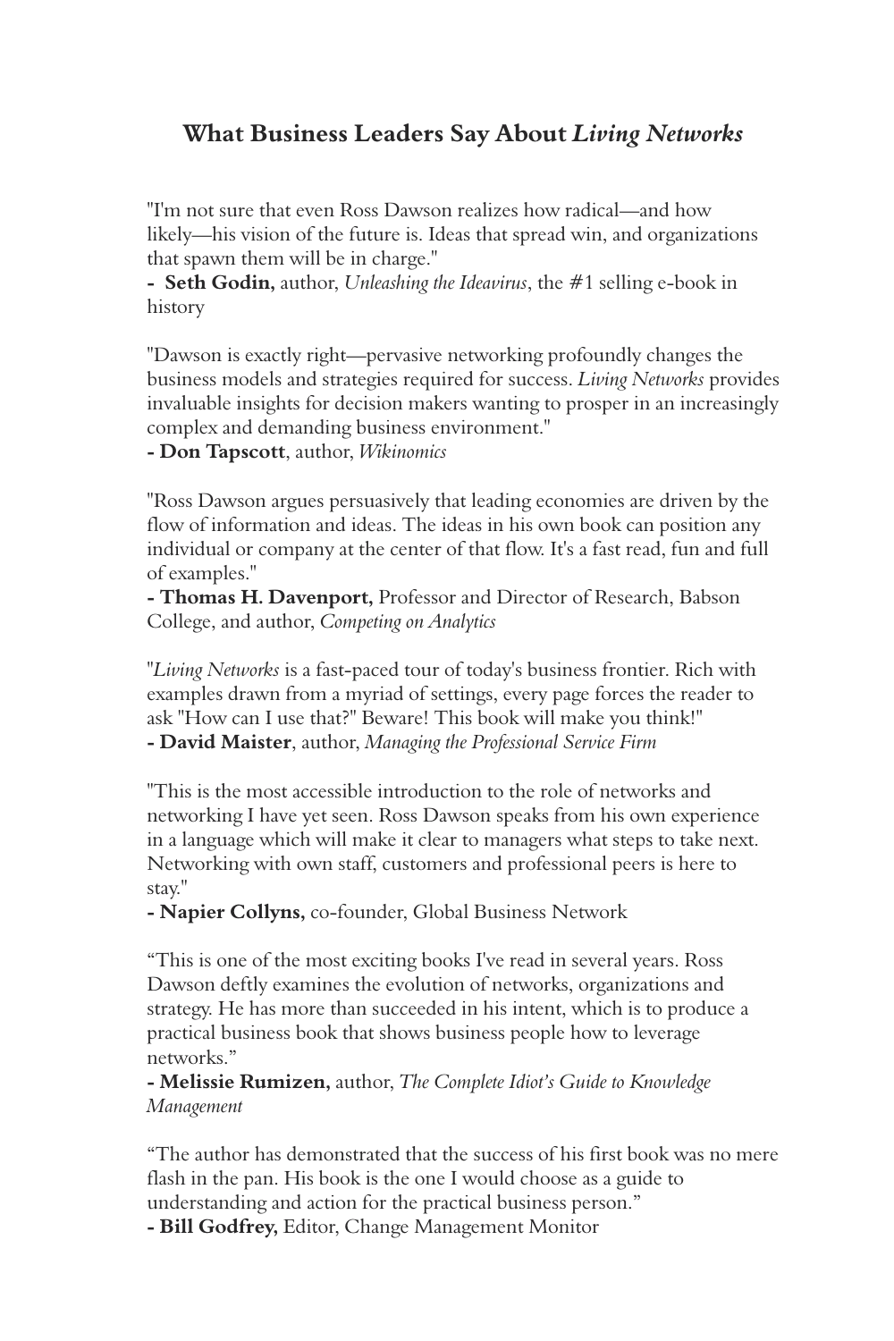## What Business Leaders Say About *Living Networks*

"I'm not sure that even Ross Dawson realizes how radical—and how likely—his vision of the future is. Ideas that spread win, and organizations that spawn them will be in charge."
- **Seth Godin,** author, *Unleashing the Ideavirus*, the #1 selling e-book in history

"Dawson is exactly right—pervasive networking profoundly changes the business models and strategies required for success. *Living Networks* provides invaluable insights for decision makers wanting to prosper in an increasingly complex and demanding business environment."
**- Don Tapscott**, author, *Wikinomics*

"Ross Dawson argues persuasively that leading economies are driven by the flow of information and ideas. The ideas in his own book can position any individual or company at the center of that flow. It's a fast read, fun and full of examples."
**- Thomas H. Davenport,** Professor and Director of Research, Babson College, and author, *Competing on Analytics*

"*Living Networks* is a fast-paced tour of today's business frontier. Rich with examples drawn from a myriad of settings, every page forces the reader to ask "How can I use that?" Beware! This book will make you think!"
**- David Maister**, author, *Managing the Professional Service Firm*

"This is the most accessible introduction to the role of networks and networking I have yet seen. Ross Dawson speaks from his own experience in a language which will make it clear to managers what steps to take next. Networking with own staff, customers and professional peers is here to stay."
**- Napier Collyns,** co-founder, Global Business Network

"This is one of the most exciting books I've read in several years. Ross Dawson deftly examines the evolution of networks, organizations and strategy. He has more than succeeded in his intent, which is to produce a practical business book that shows business people how to leverage networks."
**- Melissie Rumizen,** author, *The Complete Idiot's Guide to Knowledge Management*

"The author has demonstrated that the success of his first book was no mere flash in the pan. His book is the one I would choose as a guide to understanding and action for the practical business person."
**- Bill Godfrey,** Editor, Change Management Monitor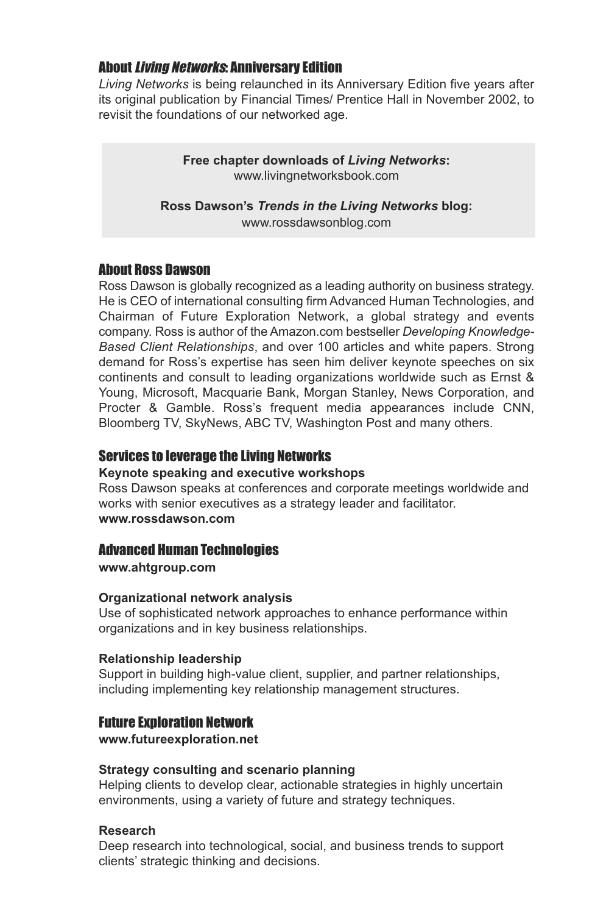## About *Living Networks*: Anniversary Edition

*Living Networks* is being relaunched in its Anniversary Edition five years after its original publication by Financial Times/ Prentice Hall in November 2002, to revisit the foundations of our networked age.

**Free chapter downloads of *Living Networks*:**
www.livingnetworksbook.com

**Ross Dawson's *Trends in the Living Networks* blog:**
www.rossdawsonblog.com

## About Ross Dawson

Ross Dawson is globally recognized as a leading authority on business strategy. He is CEO of international consulting firm Advanced Human Technologies, and Chairman of Future Exploration Network, a global strategy and events company. Ross is author of the Amazon.com bestseller *Developing Knowledge-Based Client Relationships*, and over 100 articles and white papers. Strong demand for Ross's expertise has seen him deliver keynote speeches on six continents and consult to leading organizations worldwide such as Ernst & Young, Microsoft, Macquarie Bank, Morgan Stanley, News Corporation, and Procter & Gamble. Ross's frequent media appearances include CNN, Bloomberg TV, SkyNews, ABC TV, Washington Post and many others.

## Services to leverage the Living Networks

**Keynote speaking and executive workshops**

Ross Dawson speaks at conferences and corporate meetings worldwide and works with senior executives as a strategy leader and facilitator.
**www.rossdawson.com**

## Advanced Human Technologies

**www.ahtgroup.com**

**Organizational network analysis**

Use of sophisticated network approaches to enhance performance within organizations and in key business relationships.

**Relationship leadership**

Support in building high-value client, supplier, and partner relationships, including implementing key relationship management structures.

## Future Exploration Network

**www.futureexploration.net**

**Strategy consulting and scenario planning**

Helping clients to develop clear, actionable strategies in highly uncertain environments, using a variety of future and strategy techniques.

**Research**

Deep research into technological, social, and business trends to support clients' strategic thinking and decisions.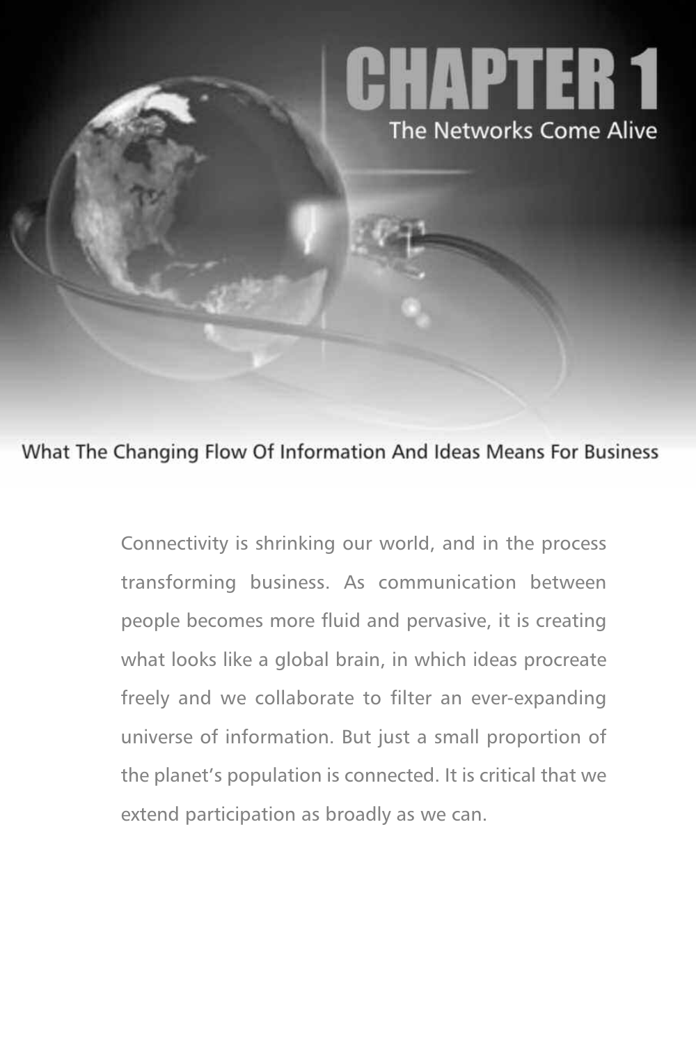# CHAPTER 1

## The Networks Come Alive

### What The Changing Flow Of Information And Ideas Means For Business

Connectivity is shrinking our world, and in the process transforming business. As communication between people becomes more fluid and pervasive, it is creating what looks like a global brain, in which ideas procreate freely and we collaborate to filter an ever-expanding universe of information. But just a small proportion of the planet's population is connected. It is critical that we extend participation as broadly as we can.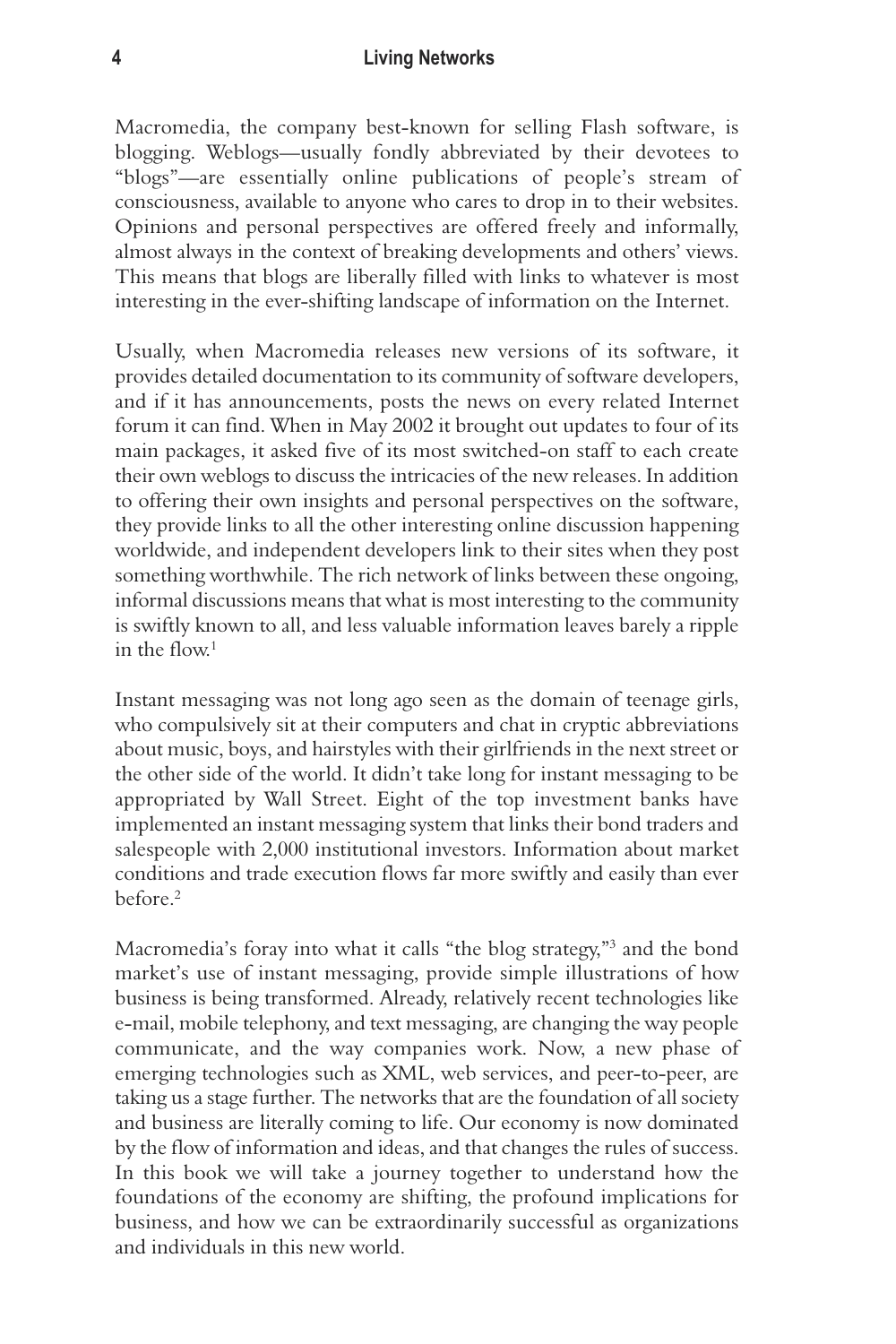Macromedia, the company best-known for selling Flash software, is blogging. Weblogs—usually fondly abbreviated by their devotees to "blogs"—are essentially online publications of people's stream of consciousness, available to anyone who cares to drop in to their websites. Opinions and personal perspectives are offered freely and informally, almost always in the context of breaking developments and others' views. This means that blogs are liberally filled with links to whatever is most interesting in the ever-shifting landscape of information on the Internet.

Usually, when Macromedia releases new versions of its software, it provides detailed documentation to its community of software developers, and if it has announcements, posts the news on every related Internet forum it can find. When in May 2002 it brought out updates to four of its main packages, it asked five of its most switched-on staff to each create their own weblogs to discuss the intricacies of the new releases. In addition to offering their own insights and personal perspectives on the software, they provide links to all the other interesting online discussion happening worldwide, and independent developers link to their sites when they post something worthwhile. The rich network of links between these ongoing, informal discussions means that what is most interesting to the community is swiftly known to all, and less valuable information leaves barely a ripple in the flow.[1]

Instant messaging was not long ago seen as the domain of teenage girls, who compulsively sit at their computers and chat in cryptic abbreviations about music, boys, and hairstyles with their girlfriends in the next street or the other side of the world. It didn't take long for instant messaging to be appropriated by Wall Street. Eight of the top investment banks have implemented an instant messaging system that links their bond traders and salespeople with 2,000 institutional investors. Information about market conditions and trade execution flows far more swiftly and easily than ever before.[2]

Macromedia's foray into what it calls "the blog strategy,"[3] and the bond market's use of instant messaging, provide simple illustrations of how business is being transformed. Already, relatively recent technologies like e-mail, mobile telephony, and text messaging, are changing the way people communicate, and the way companies work. Now, a new phase of emerging technologies such as XML, web services, and peer-to-peer, are taking us a stage further. The networks that are the foundation of all society and business are literally coming to life. Our economy is now dominated by the flow of information and ideas, and that changes the rules of success. In this book we will take a journey together to understand how the foundations of the economy are shifting, the profound implications for business, and how we can be extraordinarily successful as organizations and individuals in this new world.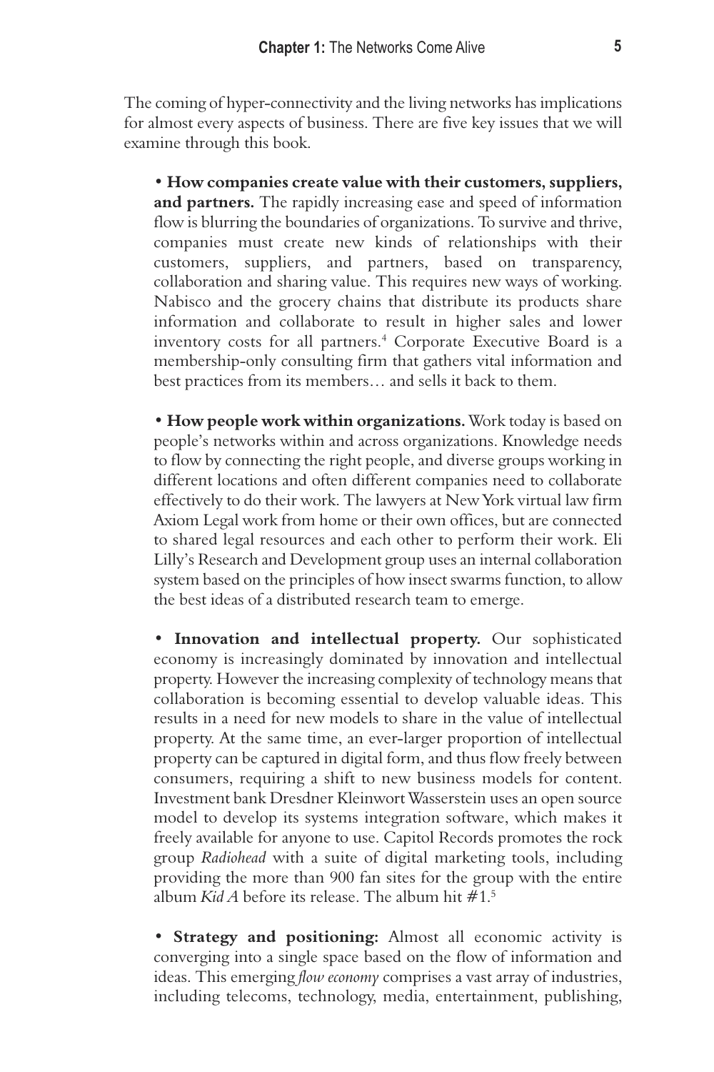The coming of hyper-connectivity and the living networks has implications for almost every aspects of business. There are five key issues that we will examine through this book.

- **How companies create value with their customers, suppliers, and partners.** The rapidly increasing ease and speed of information flow is blurring the boundaries of organizations. To survive and thrive, companies must create new kinds of relationships with their customers, suppliers, and partners, based on transparency, collaboration and sharing value. This requires new ways of working. Nabisco and the grocery chains that distribute its products share information and collaborate to result in higher sales and lower inventory costs for all partners.[4] Corporate Executive Board is a membership-only consulting firm that gathers vital information and best practices from its members… and sells it back to them.

- **How people work within organizations.** Work today is based on people's networks within and across organizations. Knowledge needs to flow by connecting the right people, and diverse groups working in different locations and often different companies need to collaborate effectively to do their work. The lawyers at New York virtual law firm Axiom Legal work from home or their own offices, but are connected to shared legal resources and each other to perform their work. Eli Lilly's Research and Development group uses an internal collaboration system based on the principles of how insect swarms function, to allow the best ideas of a distributed research team to emerge.

- **Innovation and intellectual property.** Our sophisticated economy is increasingly dominated by innovation and intellectual property. However the increasing complexity of technology means that collaboration is becoming essential to develop valuable ideas. This results in a need for new models to share in the value of intellectual property. At the same time, an ever-larger proportion of intellectual property can be captured in digital form, and thus flow freely between consumers, requiring a shift to new business models for content. Investment bank Dresdner Kleinwort Wasserstein uses an open source model to develop its systems integration software, which makes it freely available for anyone to use. Capitol Records promotes the rock group *Radiohead* with a suite of digital marketing tools, including providing the more than 900 fan sites for the group with the entire album *Kid A* before its release. The album hit #1.[5]

- **Strategy and positioning:** Almost all economic activity is converging into a single space based on the flow of information and ideas. This emerging *flow economy* comprises a vast array of industries, including telecoms, technology, media, entertainment, publishing,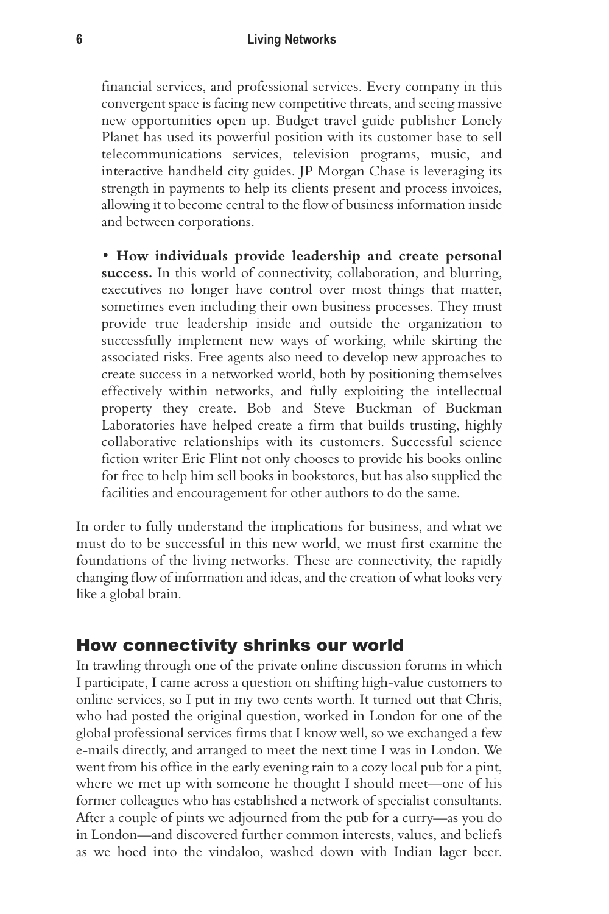financial services, and professional services. Every company in this convergent space is facing new competitive threats, and seeing massive new opportunities open up. Budget travel guide publisher Lonely Planet has used its powerful position with its customer base to sell telecommunications services, television programs, music, and interactive handheld city guides. JP Morgan Chase is leveraging its strength in payments to help its clients present and process invoices, allowing it to become central to the flow of business information inside and between corporations.

- **How individuals provide leadership and create personal success.** In this world of connectivity, collaboration, and blurring, executives no longer have control over most things that matter, sometimes even including their own business processes. They must provide true leadership inside and outside the organization to successfully implement new ways of working, while skirting the associated risks. Free agents also need to develop new approaches to create success in a networked world, both by positioning themselves effectively within networks, and fully exploiting the intellectual property they create. Bob and Steve Buckman of Buckman Laboratories have helped create a firm that builds trusting, highly collaborative relationships with its customers. Successful science fiction writer Eric Flint not only chooses to provide his books online for free to help him sell books in bookstores, but has also supplied the facilities and encouragement for other authors to do the same.

In order to fully understand the implications for business, and what we must do to be successful in this new world, we must first examine the foundations of the living networks. These are connectivity, the rapidly changing flow of information and ideas, and the creation of what looks very like a global brain.

## How connectivity shrinks our world

In trawling through one of the private online discussion forums in which I participate, I came across a question on shifting high-value customers to online services, so I put in my two cents worth. It turned out that Chris, who had posted the original question, worked in London for one of the global professional services firms that I know well, so we exchanged a few e-mails directly, and arranged to meet the next time I was in London. We went from his office in the early evening rain to a cozy local pub for a pint, where we met up with someone he thought I should meet—one of his former colleagues who has established a network of specialist consultants. After a couple of pints we adjourned from the pub for a curry—as you do in London—and discovered further common interests, values, and beliefs as we hoed into the vindaloo, washed down with Indian lager beer.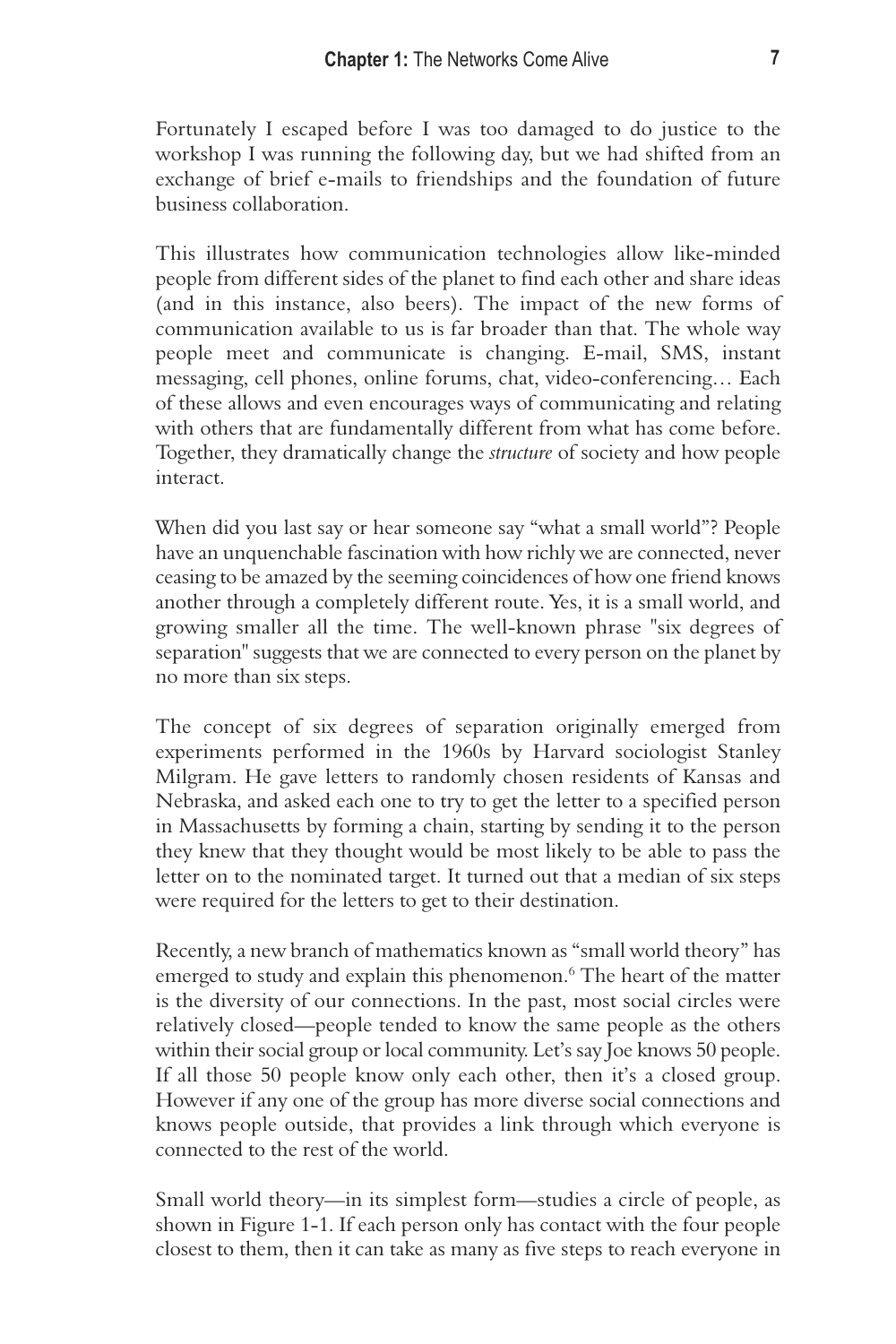Fortunately I escaped before I was too damaged to do justice to the workshop I was running the following day, but we had shifted from an exchange of brief e-mails to friendships and the foundation of future business collaboration.

This illustrates how communication technologies allow like-minded people from different sides of the planet to find each other and share ideas (and in this instance, also beers). The impact of the new forms of communication available to us is far broader than that. The whole way people meet and communicate is changing. E-mail, SMS, instant messaging, cell phones, online forums, chat, video-conferencing… Each of these allows and even encourages ways of communicating and relating with others that are fundamentally different from what has come before. Together, they dramatically change the *structure* of society and how people interact.

When did you last say or hear someone say "what a small world"? People have an unquenchable fascination with how richly we are connected, never ceasing to be amazed by the seeming coincidences of how one friend knows another through a completely different route. Yes, it is a small world, and growing smaller all the time. The well-known phrase "six degrees of separation" suggests that we are connected to every person on the planet by no more than six steps.

The concept of six degrees of separation originally emerged from experiments performed in the 1960s by Harvard sociologist Stanley Milgram. He gave letters to randomly chosen residents of Kansas and Nebraska, and asked each one to try to get the letter to a specified person in Massachusetts by forming a chain, starting by sending it to the person they knew that they thought would be most likely to be able to pass the letter on to the nominated target. It turned out that a median of six steps were required for the letters to get to their destination.

Recently, a new branch of mathematics known as "small world theory" has emerged to study and explain this phenomenon.[6] The heart of the matter is the diversity of our connections. In the past, most social circles were relatively closed—people tended to know the same people as the others within their social group or local community. Let's say Joe knows 50 people. If all those 50 people know only each other, then it's a closed group. However if any one of the group has more diverse social connections and knows people outside, that provides a link through which everyone is connected to the rest of the world.

Small world theory—in its simplest form—studies a circle of people, as shown in Figure 1-1. If each person only has contact with the four people closest to them, then it can take as many as five steps to reach everyone in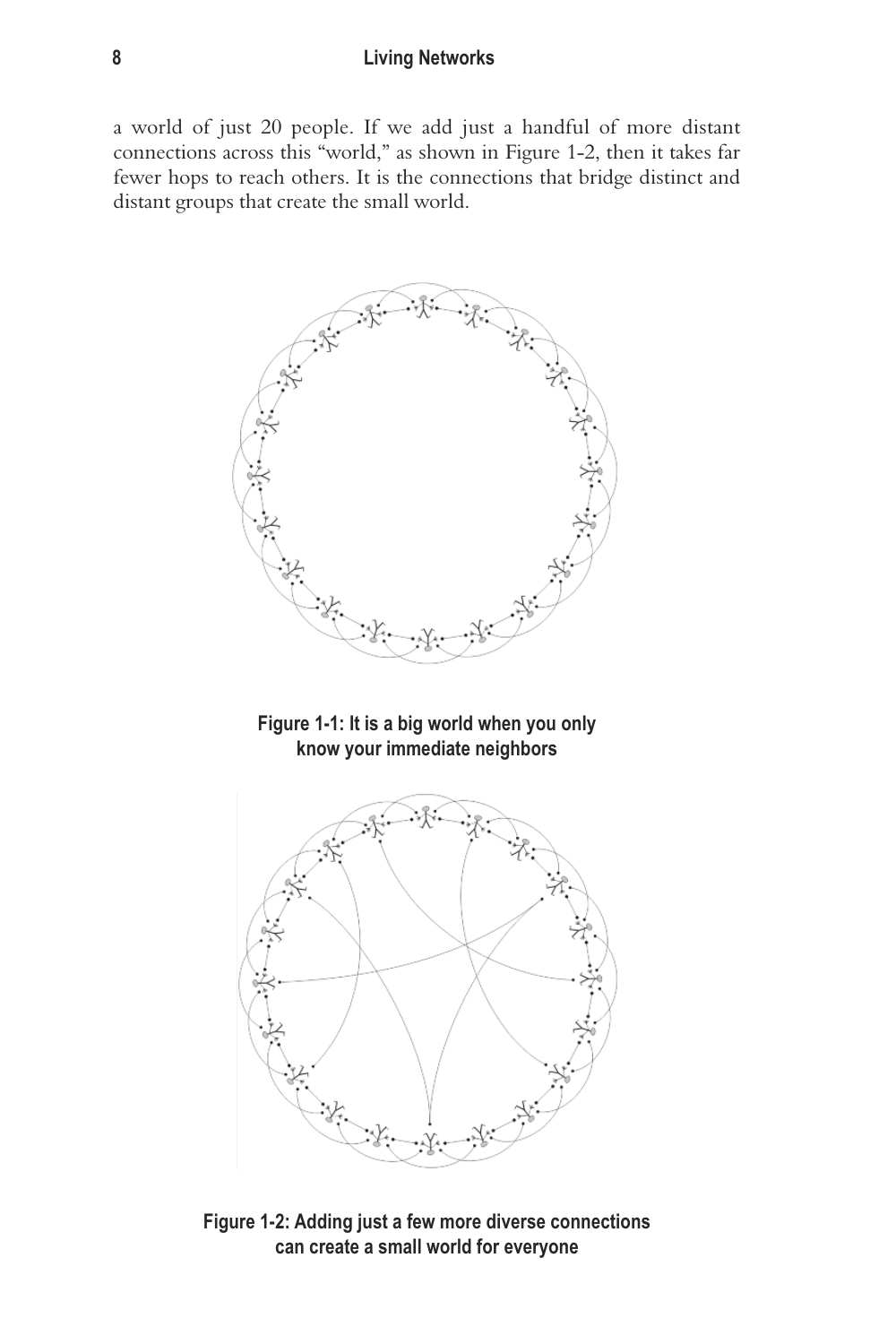a world of just 20 people. If we add just a handful of more distant connections across this "world," as shown in Figure 1-2, then it takes far fewer hops to reach others. It is the connections that bridge distinct and distant groups that create the small world.

**Figure 1-1: It is a big world when you only know your immediate neighbors**

**Figure 1-2: Adding just a few more diverse connections can create a small world for everyone**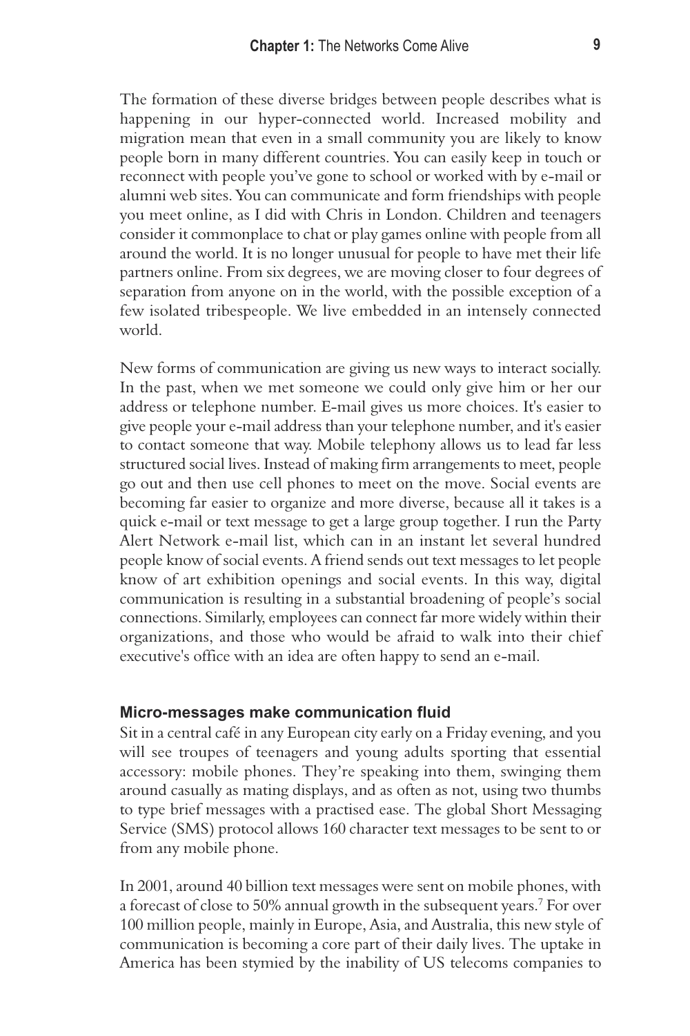The formation of these diverse bridges between people describes what is happening in our hyper-connected world. Increased mobility and migration mean that even in a small community you are likely to know people born in many different countries. You can easily keep in touch or reconnect with people you've gone to school or worked with by e-mail or alumni web sites. You can communicate and form friendships with people you meet online, as I did with Chris in London. Children and teenagers consider it commonplace to chat or play games online with people from all around the world. It is no longer unusual for people to have met their life partners online. From six degrees, we are moving closer to four degrees of separation from anyone on in the world, with the possible exception of a few isolated tribespeople. We live embedded in an intensely connected world.

New forms of communication are giving us new ways to interact socially. In the past, when we met someone we could only give him or her our address or telephone number. E-mail gives us more choices. It's easier to give people your e-mail address than your telephone number, and it's easier to contact someone that way. Mobile telephony allows us to lead far less structured social lives. Instead of making firm arrangements to meet, people go out and then use cell phones to meet on the move. Social events are becoming far easier to organize and more diverse, because all it takes is a quick e-mail or text message to get a large group together. I run the Party Alert Network e-mail list, which can in an instant let several hundred people know of social events. A friend sends out text messages to let people know of art exhibition openings and social events. In this way, digital communication is resulting in a substantial broadening of people's social connections. Similarly, employees can connect far more widely within their organizations, and those who would be afraid to walk into their chief executive's office with an idea are often happy to send an e-mail.

### Micro-messages make communication fluid

Sit in a central café in any European city early on a Friday evening, and you will see troupes of teenagers and young adults sporting that essential accessory: mobile phones. They're speaking into them, swinging them around casually as mating displays, and as often as not, using two thumbs to type brief messages with a practised ease. The global Short Messaging Service (SMS) protocol allows 160 character text messages to be sent to or from any mobile phone.

In 2001, around 40 billion text messages were sent on mobile phones, with a forecast of close to 50% annual growth in the subsequent years.[7] For over 100 million people, mainly in Europe, Asia, and Australia, this new style of communication is becoming a core part of their daily lives. The uptake in America has been stymied by the inability of US telecoms companies to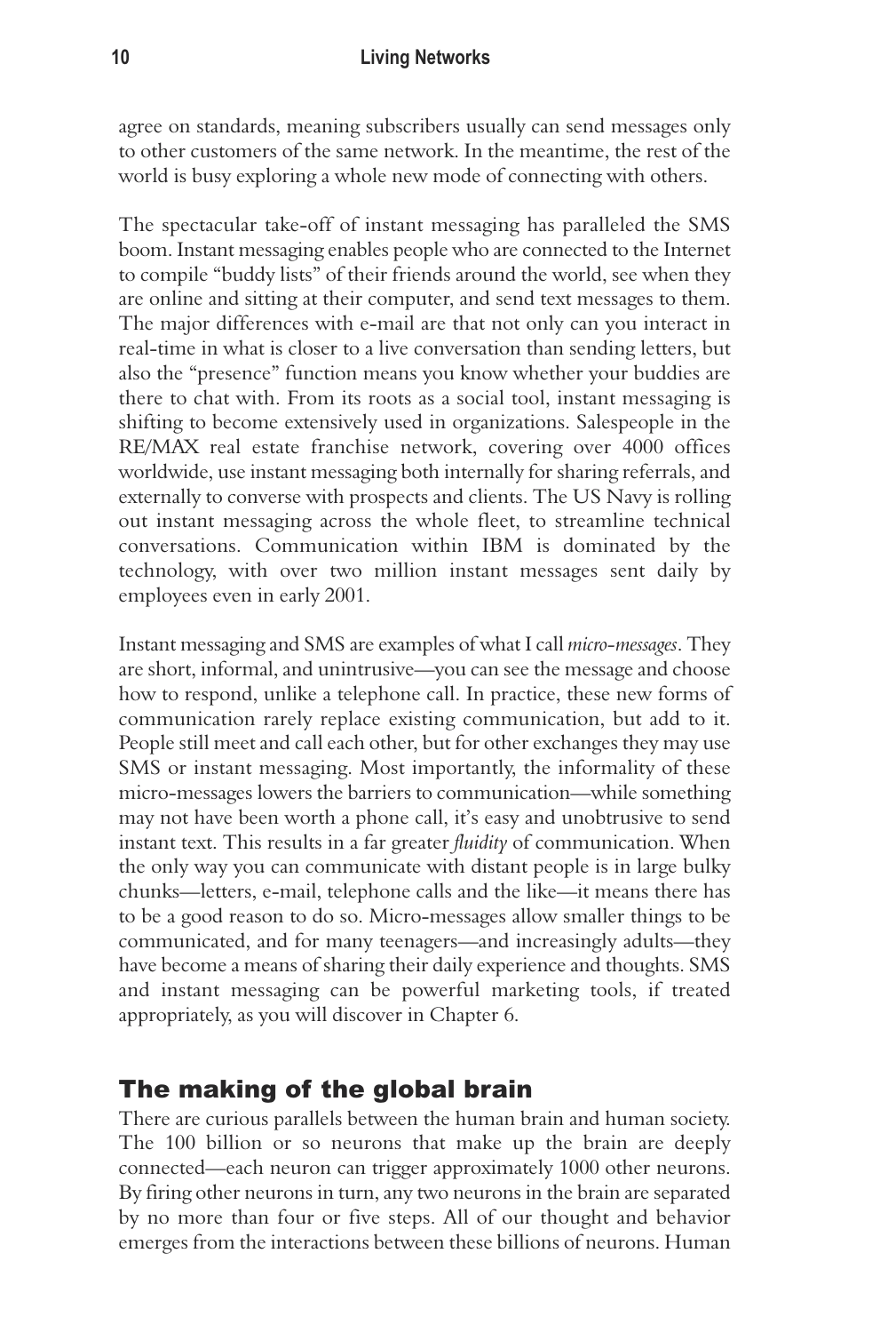agree on standards, meaning subscribers usually can send messages only to other customers of the same network. In the meantime, the rest of the world is busy exploring a whole new mode of connecting with others.

The spectacular take-off of instant messaging has paralleled the SMS boom. Instant messaging enables people who are connected to the Internet to compile "buddy lists" of their friends around the world, see when they are online and sitting at their computer, and send text messages to them. The major differences with e-mail are that not only can you interact in real-time in what is closer to a live conversation than sending letters, but also the "presence" function means you know whether your buddies are there to chat with. From its roots as a social tool, instant messaging is shifting to become extensively used in organizations. Salespeople in the RE/MAX real estate franchise network, covering over 4000 offices worldwide, use instant messaging both internally for sharing referrals, and externally to converse with prospects and clients. The US Navy is rolling out instant messaging across the whole fleet, to streamline technical conversations. Communication within IBM is dominated by the technology, with over two million instant messages sent daily by employees even in early 2001.

Instant messaging and SMS are examples of what I call *micro-messages*. They are short, informal, and unintrusive—you can see the message and choose how to respond, unlike a telephone call. In practice, these new forms of communication rarely replace existing communication, but add to it. People still meet and call each other, but for other exchanges they may use SMS or instant messaging. Most importantly, the informality of these micro-messages lowers the barriers to communication—while something may not have been worth a phone call, it's easy and unobtrusive to send instant text. This results in a far greater *fluidity* of communication. When the only way you can communicate with distant people is in large bulky chunks—letters, e-mail, telephone calls and the like—it means there has to be a good reason to do so. Micro-messages allow smaller things to be communicated, and for many teenagers—and increasingly adults—they have become a means of sharing their daily experience and thoughts. SMS and instant messaging can be powerful marketing tools, if treated appropriately, as you will discover in Chapter 6.

## The making of the global brain

There are curious parallels between the human brain and human society. The 100 billion or so neurons that make up the brain are deeply connected—each neuron can trigger approximately 1000 other neurons. By firing other neurons in turn, any two neurons in the brain are separated by no more than four or five steps. All of our thought and behavior emerges from the interactions between these billions of neurons. Human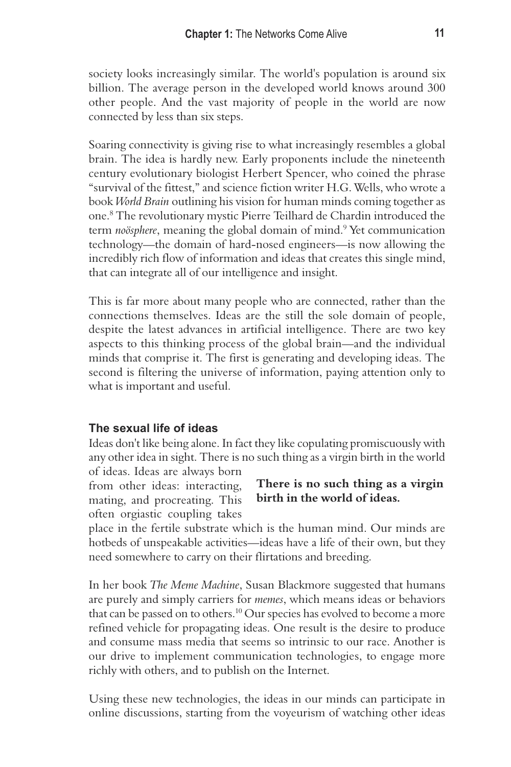society looks increasingly similar. The world's population is around six billion. The average person in the developed world knows around 300 other people. And the vast majority of people in the world are now connected by less than six steps.

Soaring connectivity is giving rise to what increasingly resembles a global brain. The idea is hardly new. Early proponents include the nineteenth century evolutionary biologist Herbert Spencer, who coined the phrase "survival of the fittest," and science fiction writer H.G. Wells, who wrote a book *World Brain* outlining his vision for human minds coming together as one.[8] The revolutionary mystic Pierre Teilhard de Chardin introduced the term *noösphere*, meaning the global domain of mind.[9] Yet communication technology—the domain of hard-nosed engineers—is now allowing the incredibly rich flow of information and ideas that creates this single mind, that can integrate all of our intelligence and insight.

This is far more about many people who are connected, rather than the connections themselves. Ideas are the still the sole domain of people, despite the latest advances in artificial intelligence. There are two key aspects to this thinking process of the global brain—and the individual minds that comprise it. The first is generating and developing ideas. The second is filtering the universe of information, paying attention only to what is important and useful.

### The sexual life of ideas

Ideas don't like being alone. In fact they like copulating promiscuously with any other idea in sight. There is no such thing as a virgin birth in the world of ideas. Ideas are always born from other ideas: interacting, mating, and procreating. This often orgiastic coupling takes place in the fertile substrate which is the human mind. Our minds are hotbeds of unspeakable activities—ideas have a life of their own, but they need somewhere to carry on their flirtations and breeding.

**There is no such thing as a virgin birth in the world of ideas.**

In her book *The Meme Machine*, Susan Blackmore suggested that humans are purely and simply carriers for *memes*, which means ideas or behaviors that can be passed on to others.[10] Our species has evolved to become a more refined vehicle for propagating ideas. One result is the desire to produce and consume mass media that seems so intrinsic to our race. Another is our drive to implement communication technologies, to engage more richly with others, and to publish on the Internet.

Using these new technologies, the ideas in our minds can participate in online discussions, starting from the voyeurism of watching other ideas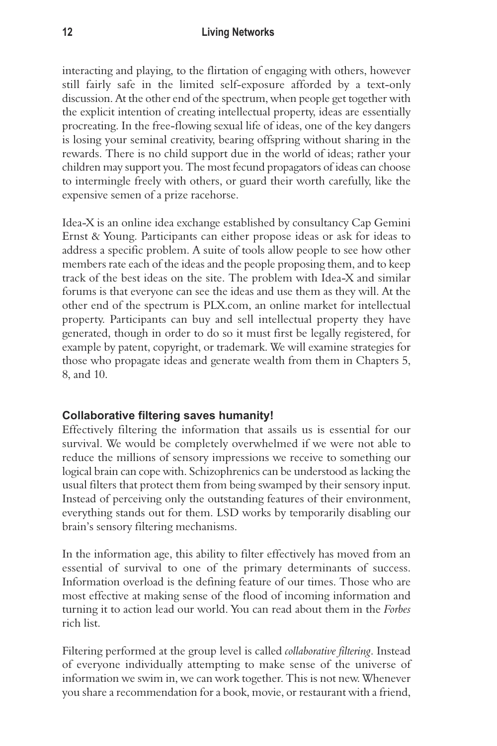interacting and playing, to the flirtation of engaging with others, however still fairly safe in the limited self-exposure afforded by a text-only discussion. At the other end of the spectrum, when people get together with the explicit intention of creating intellectual property, ideas are essentially procreating. In the free-flowing sexual life of ideas, one of the key dangers is losing your seminal creativity, bearing offspring without sharing in the rewards. There is no child support due in the world of ideas; rather your children may support you. The most fecund propagators of ideas can choose to intermingle freely with others, or guard their worth carefully, like the expensive semen of a prize racehorse.

Idea-X is an online idea exchange established by consultancy Cap Gemini Ernst & Young. Participants can either propose ideas or ask for ideas to address a specific problem. A suite of tools allow people to see how other members rate each of the ideas and the people proposing them, and to keep track of the best ideas on the site. The problem with Idea-X and similar forums is that everyone can see the ideas and use them as they will. At the other end of the spectrum is PLX.com, an online market for intellectual property. Participants can buy and sell intellectual property they have generated, though in order to do so it must first be legally registered, for example by patent, copyright, or trademark. We will examine strategies for those who propagate ideas and generate wealth from them in Chapters 5, 8, and 10.

### Collaborative filtering saves humanity!

Effectively filtering the information that assails us is essential for our survival. We would be completely overwhelmed if we were not able to reduce the millions of sensory impressions we receive to something our logical brain can cope with. Schizophrenics can be understood as lacking the usual filters that protect them from being swamped by their sensory input. Instead of perceiving only the outstanding features of their environment, everything stands out for them. LSD works by temporarily disabling our brain's sensory filtering mechanisms.

In the information age, this ability to filter effectively has moved from an essential of survival to one of the primary determinants of success. Information overload is the defining feature of our times. Those who are most effective at making sense of the flood of incoming information and turning it to action lead our world. You can read about them in the *Forbes* rich list.

Filtering performed at the group level is called *collaborative filtering*. Instead of everyone individually attempting to make sense of the universe of information we swim in, we can work together. This is not new. Whenever you share a recommendation for a book, movie, or restaurant with a friend,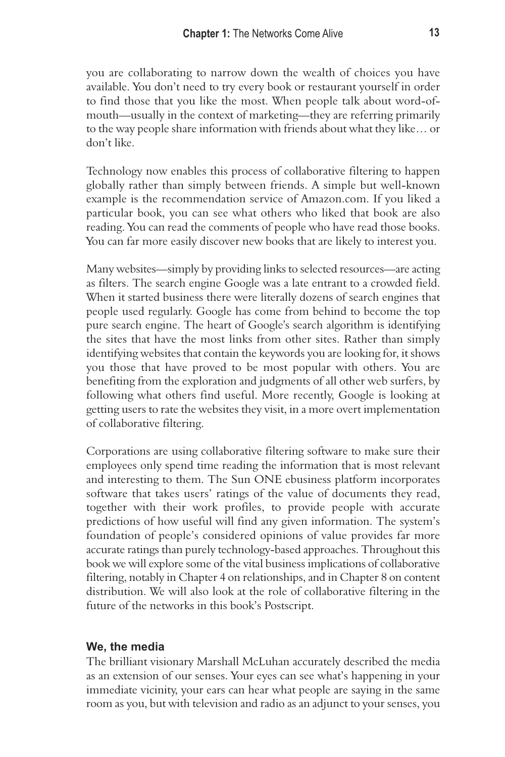you are collaborating to narrow down the wealth of choices you have available. You don't need to try every book or restaurant yourself in order to find those that you like the most. When people talk about word-of-mouth—usually in the context of marketing—they are referring primarily to the way people share information with friends about what they like… or don't like.

Technology now enables this process of collaborative filtering to happen globally rather than simply between friends. A simple but well-known example is the recommendation service of Amazon.com. If you liked a particular book, you can see what others who liked that book are also reading. You can read the comments of people who have read those books. You can far more easily discover new books that are likely to interest you.

Many websites—simply by providing links to selected resources—are acting as filters. The search engine Google was a late entrant to a crowded field. When it started business there were literally dozens of search engines that people used regularly. Google has come from behind to become the top pure search engine. The heart of Google's search algorithm is identifying the sites that have the most links from other sites. Rather than simply identifying websites that contain the keywords you are looking for, it shows you those that have proved to be most popular with others. You are benefiting from the exploration and judgments of all other web surfers, by following what others find useful. More recently, Google is looking at getting users to rate the websites they visit, in a more overt implementation of collaborative filtering.

Corporations are using collaborative filtering software to make sure their employees only spend time reading the information that is most relevant and interesting to them. The Sun ONE ebusiness platform incorporates software that takes users' ratings of the value of documents they read, together with their work profiles, to provide people with accurate predictions of how useful will find any given information. The system's foundation of people's considered opinions of value provides far more accurate ratings than purely technology-based approaches. Throughout this book we will explore some of the vital business implications of collaborative filtering, notably in Chapter 4 on relationships, and in Chapter 8 on content distribution. We will also look at the role of collaborative filtering in the future of the networks in this book's Postscript.

### We, the media

The brilliant visionary Marshall McLuhan accurately described the media as an extension of our senses. Your eyes can see what's happening in your immediate vicinity, your ears can hear what people are saying in the same room as you, but with television and radio as an adjunct to your senses, you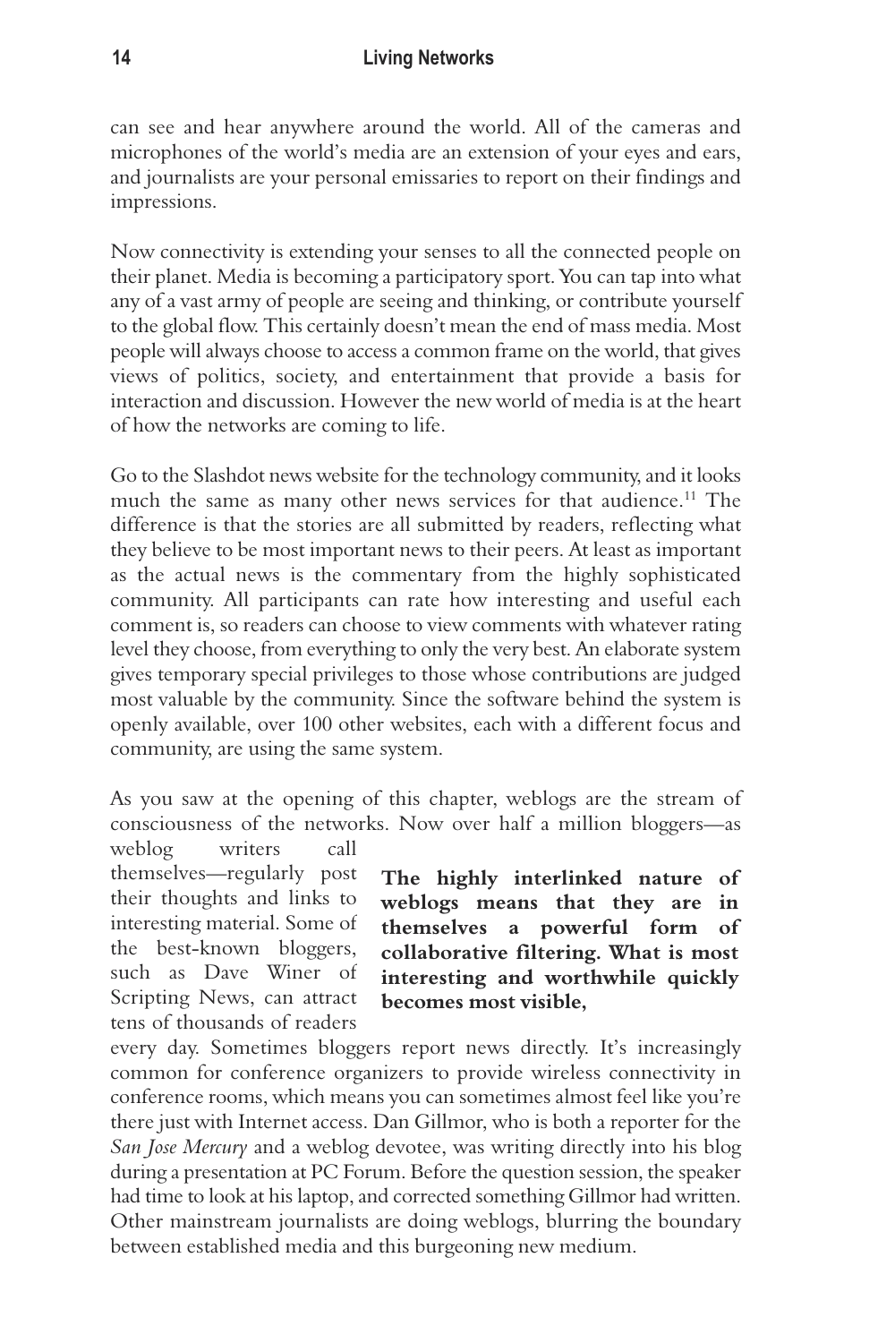can see and hear anywhere around the world. All of the cameras and microphones of the world's media are an extension of your eyes and ears, and journalists are your personal emissaries to report on their findings and impressions.

Now connectivity is extending your senses to all the connected people on their planet. Media is becoming a participatory sport. You can tap into what any of a vast army of people are seeing and thinking, or contribute yourself to the global flow. This certainly doesn't mean the end of mass media. Most people will always choose to access a common frame on the world, that gives views of politics, society, and entertainment that provide a basis for interaction and discussion. However the new world of media is at the heart of how the networks are coming to life.

Go to the Slashdot news website for the technology community, and it looks much the same as many other news services for that audience.[11] The difference is that the stories are all submitted by readers, reflecting what they believe to be most important news to their peers. At least as important as the actual news is the commentary from the highly sophisticated community. All participants can rate how interesting and useful each comment is, so readers can choose to view comments with whatever rating level they choose, from everything to only the very best. An elaborate system gives temporary special privileges to those whose contributions are judged most valuable by the community. Since the software behind the system is openly available, over 100 other websites, each with a different focus and community, are using the same system.

As you saw at the opening of this chapter, weblogs are the stream of consciousness of the networks. Now over half a million bloggers—as weblog writers call themselves—regularly post their thoughts and links to interesting material. Some of the best-known bloggers, such as Dave Winer of Scripting News, can attract tens of thousands of readers every day. Sometimes bloggers report news directly. It's increasingly common for conference organizers to provide wireless connectivity in conference rooms, which means you can sometimes almost feel like you're there just with Internet access. Dan Gillmor, who is both a reporter for the *San Jose Mercury* and a weblog devotee, was writing directly into his blog during a presentation at PC Forum. Before the question session, the speaker had time to look at his laptop, and corrected something Gillmor had written. Other mainstream journalists are doing weblogs, blurring the boundary between established media and this burgeoning new medium.

**The highly interlinked nature of weblogs means that they are in themselves a powerful form of collaborative filtering. What is most interesting and worthwhile quickly becomes most visible,**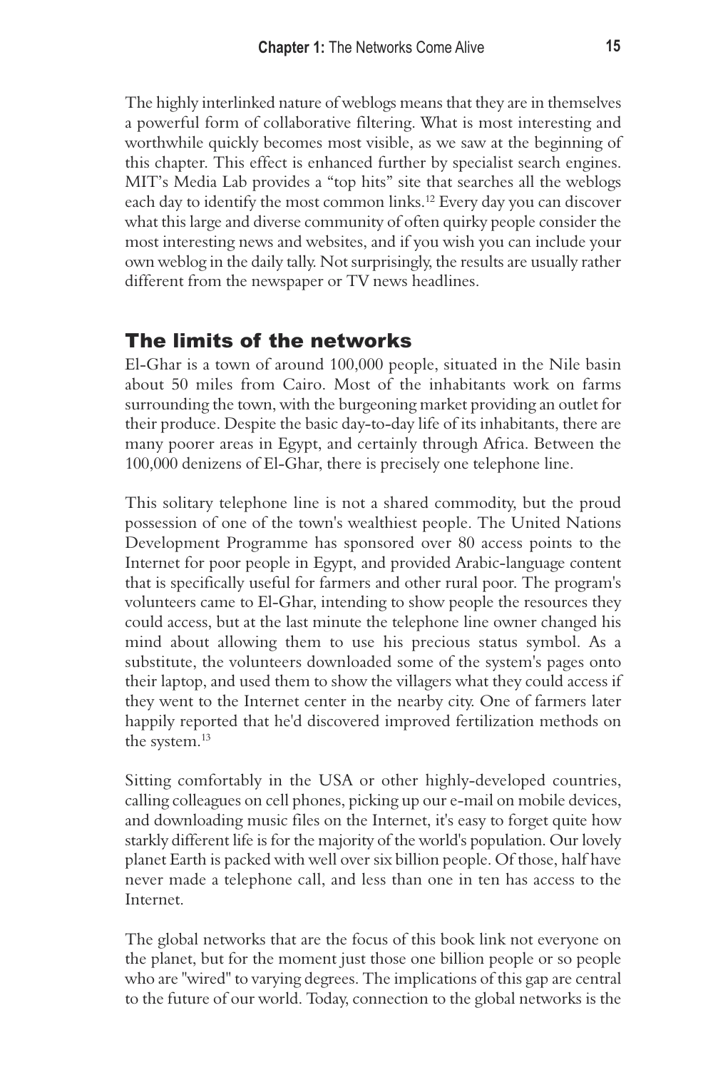The highly interlinked nature of weblogs means that they are in themselves a powerful form of collaborative filtering. What is most interesting and worthwhile quickly becomes most visible, as we saw at the beginning of this chapter. This effect is enhanced further by specialist search engines. MIT's Media Lab provides a "top hits" site that searches all the weblogs each day to identify the most common links.[12] Every day you can discover what this large and diverse community of often quirky people consider the most interesting news and websites, and if you wish you can include your own weblog in the daily tally. Not surprisingly, the results are usually rather different from the newspaper or TV news headlines.

## The limits of the networks

El-Ghar is a town of around 100,000 people, situated in the Nile basin about 50 miles from Cairo. Most of the inhabitants work on farms surrounding the town, with the burgeoning market providing an outlet for their produce. Despite the basic day-to-day life of its inhabitants, there are many poorer areas in Egypt, and certainly through Africa. Between the 100,000 denizens of El-Ghar, there is precisely one telephone line.

This solitary telephone line is not a shared commodity, but the proud possession of one of the town's wealthiest people. The United Nations Development Programme has sponsored over 80 access points to the Internet for poor people in Egypt, and provided Arabic-language content that is specifically useful for farmers and other rural poor. The program's volunteers came to El-Ghar, intending to show people the resources they could access, but at the last minute the telephone line owner changed his mind about allowing them to use his precious status symbol. As a substitute, the volunteers downloaded some of the system's pages onto their laptop, and used them to show the villagers what they could access if they went to the Internet center in the nearby city. One of farmers later happily reported that he'd discovered improved fertilization methods on the system.[13]

Sitting comfortably in the USA or other highly-developed countries, calling colleagues on cell phones, picking up our e-mail on mobile devices, and downloading music files on the Internet, it's easy to forget quite how starkly different life is for the majority of the world's population. Our lovely planet Earth is packed with well over six billion people. Of those, half have never made a telephone call, and less than one in ten has access to the Internet.

The global networks that are the focus of this book link not everyone on the planet, but for the moment just those one billion people or so people who are "wired" to varying degrees. The implications of this gap are central to the future of our world. Today, connection to the global networks is the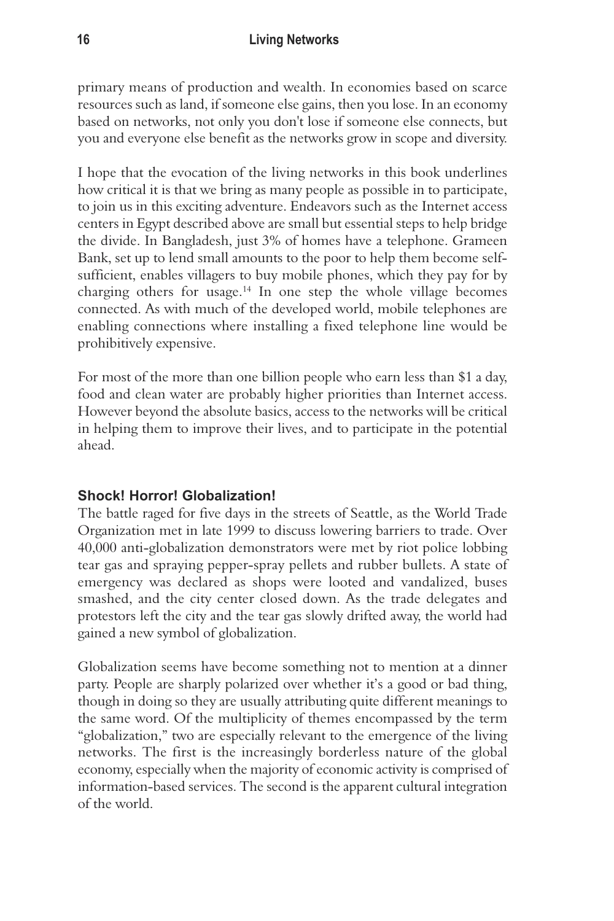primary means of production and wealth. In economies based on scarce resources such as land, if someone else gains, then you lose. In an economy based on networks, not only you don't lose if someone else connects, but you and everyone else benefit as the networks grow in scope and diversity.

I hope that the evocation of the living networks in this book underlines how critical it is that we bring as many people as possible in to participate, to join us in this exciting adventure. Endeavors such as the Internet access centers in Egypt described above are small but essential steps to help bridge the divide. In Bangladesh, just 3% of homes have a telephone. Grameen Bank, set up to lend small amounts to the poor to help them become self-sufficient, enables villagers to buy mobile phones, which they pay for by charging others for usage.[14] In one step the whole village becomes connected. As with much of the developed world, mobile telephones are enabling connections where installing a fixed telephone line would be prohibitively expensive.

For most of the more than one billion people who earn less than $1 a day, food and clean water are probably higher priorities than Internet access. However beyond the absolute basics, access to the networks will be critical in helping them to improve their lives, and to participate in the potential ahead.

### Shock! Horror! Globalization!

The battle raged for five days in the streets of Seattle, as the World Trade Organization met in late 1999 to discuss lowering barriers to trade. Over 40,000 anti-globalization demonstrators were met by riot police lobbing tear gas and spraying pepper-spray pellets and rubber bullets. A state of emergency was declared as shops were looted and vandalized, buses smashed, and the city center closed down. As the trade delegates and protestors left the city and the tear gas slowly drifted away, the world had gained a new symbol of globalization.

Globalization seems have become something not to mention at a dinner party. People are sharply polarized over whether it's a good or bad thing, though in doing so they are usually attributing quite different meanings to the same word. Of the multiplicity of themes encompassed by the term "globalization," two are especially relevant to the emergence of the living networks. The first is the increasingly borderless nature of the global economy, especially when the majority of economic activity is comprised of information-based services. The second is the apparent cultural integration of the world.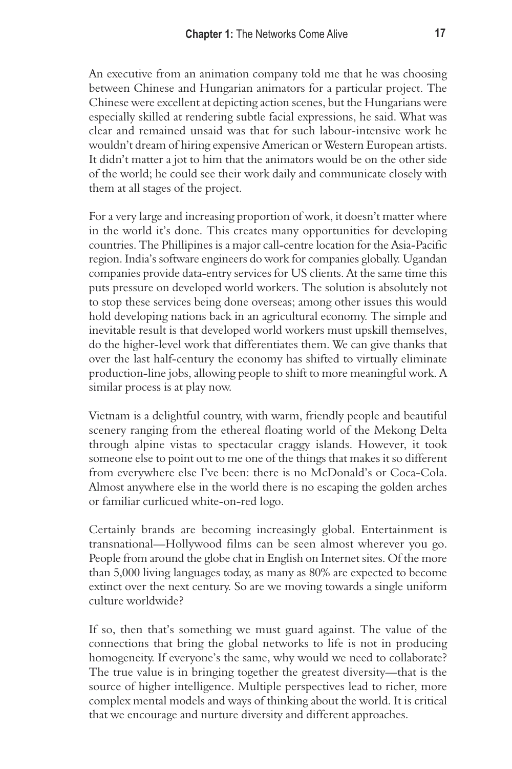An executive from an animation company told me that he was choosing between Chinese and Hungarian animators for a particular project. The Chinese were excellent at depicting action scenes, but the Hungarians were especially skilled at rendering subtle facial expressions, he said. What was clear and remained unsaid was that for such labour-intensive work he wouldn't dream of hiring expensive American or Western European artists. It didn't matter a jot to him that the animators would be on the other side of the world; he could see their work daily and communicate closely with them at all stages of the project.

For a very large and increasing proportion of work, it doesn't matter where in the world it's done. This creates many opportunities for developing countries. The Phillipines is a major call-centre location for the Asia-Pacific region. India's software engineers do work for companies globally. Ugandan companies provide data-entry services for US clients. At the same time this puts pressure on developed world workers. The solution is absolutely not to stop these services being done overseas; among other issues this would hold developing nations back in an agricultural economy. The simple and inevitable result is that developed world workers must upskill themselves, do the higher-level work that differentiates them. We can give thanks that over the last half-century the economy has shifted to virtually eliminate production-line jobs, allowing people to shift to more meaningful work. A similar process is at play now.

Vietnam is a delightful country, with warm, friendly people and beautiful scenery ranging from the ethereal floating world of the Mekong Delta through alpine vistas to spectacular craggy islands. However, it took someone else to point out to me one of the things that makes it so different from everywhere else I've been: there is no McDonald's or Coca-Cola. Almost anywhere else in the world there is no escaping the golden arches or familiar curlicued white-on-red logo.

Certainly brands are becoming increasingly global. Entertainment is transnational—Hollywood films can be seen almost wherever you go. People from around the globe chat in English on Internet sites. Of the more than 5,000 living languages today, as many as 80% are expected to become extinct over the next century. So are we moving towards a single uniform culture worldwide?

If so, then that's something we must guard against. The value of the connections that bring the global networks to life is not in producing homogeneity. If everyone's the same, why would we need to collaborate? The true value is in bringing together the greatest diversity—that is the source of higher intelligence. Multiple perspectives lead to richer, more complex mental models and ways of thinking about the world. It is critical that we encourage and nurture diversity and different approaches.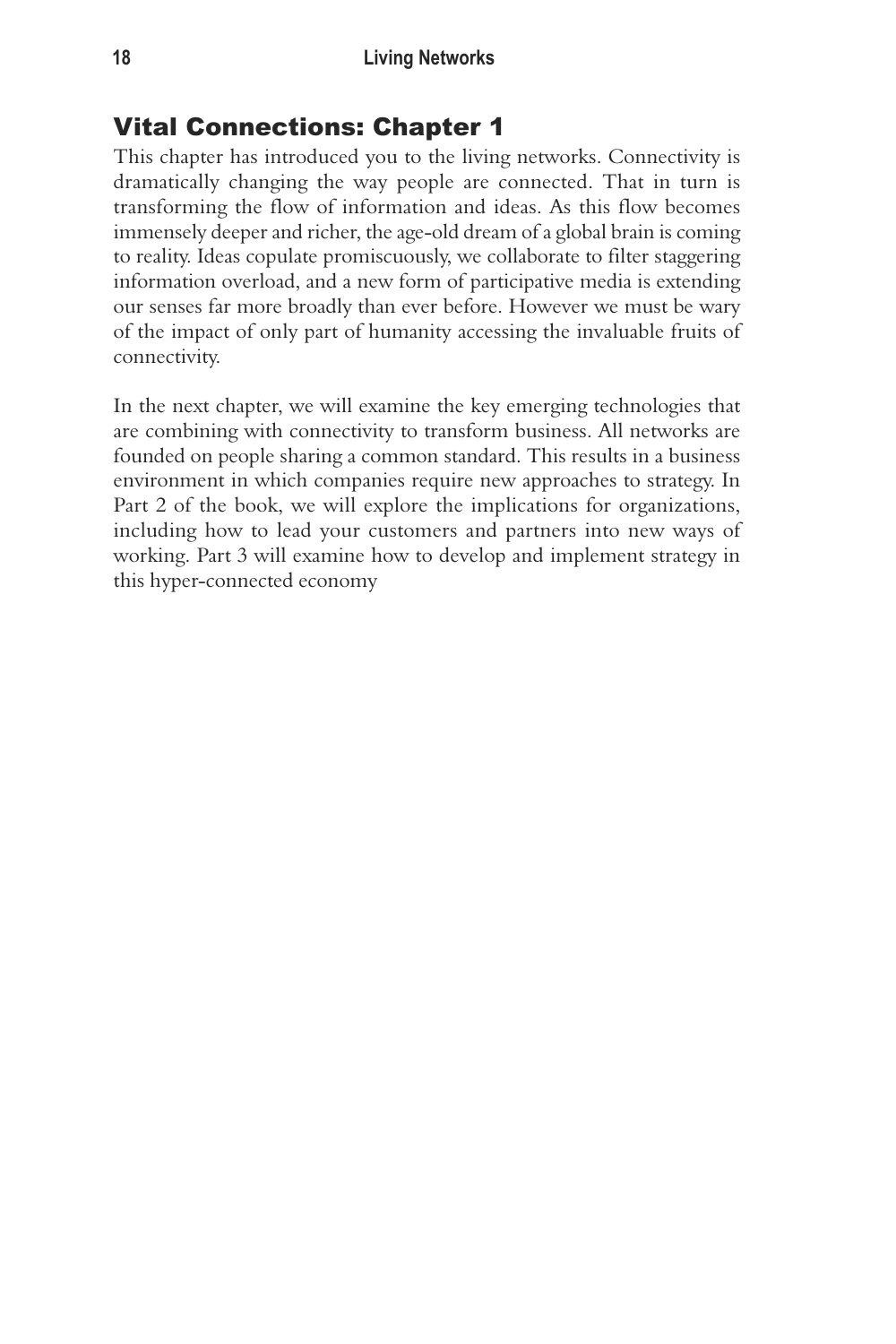## Vital Connections: Chapter 1

This chapter has introduced you to the living networks. Connectivity is dramatically changing the way people are connected. That in turn is transforming the flow of information and ideas. As this flow becomes immensely deeper and richer, the age-old dream of a global brain is coming to reality. Ideas copulate promiscuously, we collaborate to filter staggering information overload, and a new form of participative media is extending our senses far more broadly than ever before. However we must be wary of the impact of only part of humanity accessing the invaluable fruits of connectivity.

In the next chapter, we will examine the key emerging technologies that are combining with connectivity to transform business. All networks are founded on people sharing a common standard. This results in a business environment in which companies require new approaches to strategy. In Part 2 of the book, we will explore the implications for organizations, including how to lead your customers and partners into new ways of working. Part 3 will examine how to develop and implement strategy in this hyper-connected economy